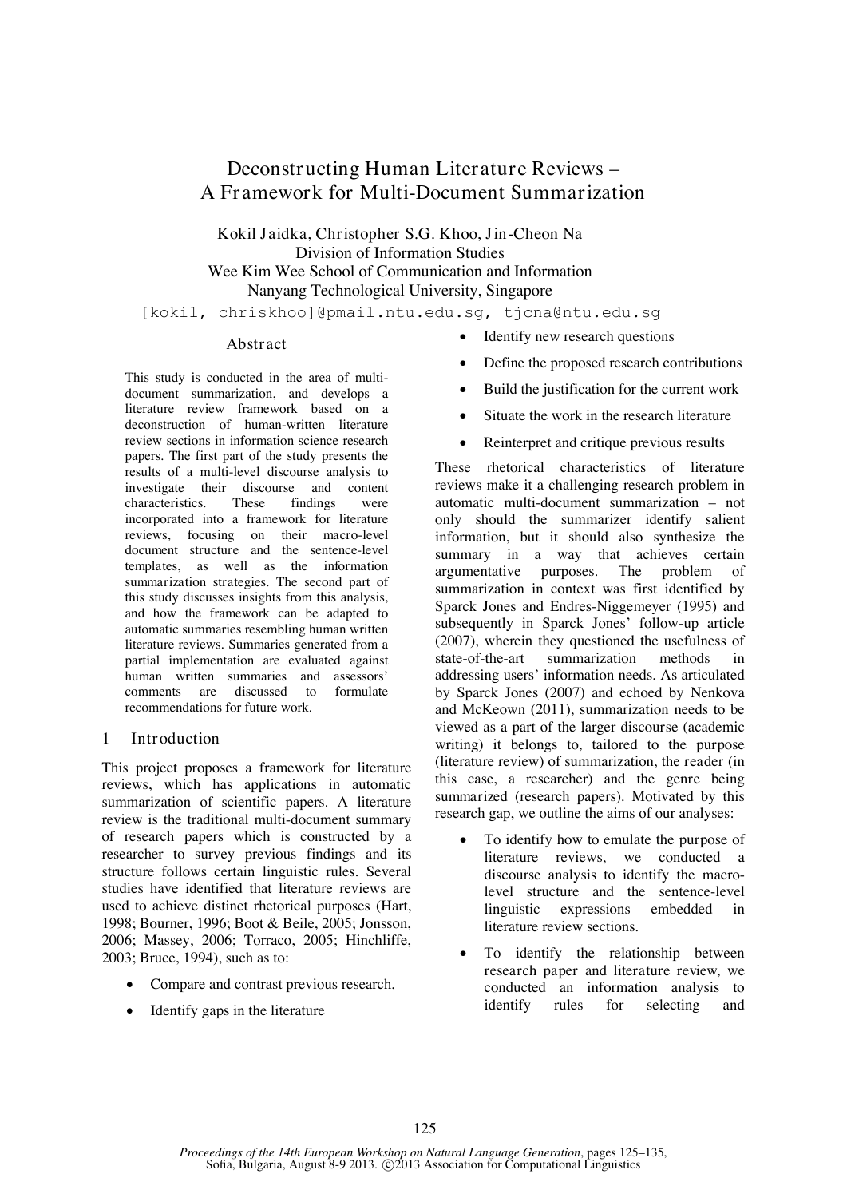# Deconstructing Human Literature Reviews – A Framework for Multi-Document Summarization

Kokil Jaidka, Christopher S.G. Khoo, Jin-Cheon Na
Division of Information Studies
Wee Kim Wee School of Communication and Information
Nanyang Technological University, Singapore
[kokil, chriskhoo]@pmail.ntu.edu.sg, tjcna@ntu.edu.sg

## Abstract

This study is conducted in the area of multi-document summarization, and develops a literature review framework based on a deconstruction of human-written literature review sections in information science research papers. The first part of the study presents the results of a multi-level discourse analysis to investigate their discourse and content characteristics. These findings were incorporated into a framework for literature reviews, focusing on their macro-level document structure and the sentence-level templates, as well as the information summarization strategies. The second part of this study discusses insights from this analysis, and how the framework can be adapted to automatic summaries resembling human written literature reviews. Summaries generated from a partial implementation are evaluated against human written summaries and assessors' comments are discussed to formulate recommendations for future work.

## 1 Introduction

This project proposes a framework for literature reviews, which has applications in automatic summarization of scientific papers. A literature review is the traditional multi-document summary of research papers which is constructed by a researcher to survey previous findings and its structure follows certain linguistic rules. Several studies have identified that literature reviews are used to achieve distinct rhetorical purposes (Hart, 1998; Bourner, 1996; Boot & Beile, 2005; Jonsson, 2006; Massey, 2006; Torraco, 2005; Hinchliffe, 2003; Bruce, 1994), such as to:

- Compare and contrast previous research.
- Identify gaps in the literature
- Identify new research questions
- Define the proposed research contributions
- Build the justification for the current work
- Situate the work in the research literature
- Reinterpret and critique previous results

These rhetorical characteristics of literature reviews make it a challenging research problem in automatic multi-document summarization – not only should the summarizer identify salient information, but it should also synthesize the summary in a way that achieves certain argumentative purposes. The problem of summarization in context was first identified by Sparck Jones and Endres-Niggemeyer (1995) and subsequently in Sparck Jones' follow-up article (2007), wherein they questioned the usefulness of state-of-the-art summarization methods in addressing users' information needs. As articulated by Sparck Jones (2007) and echoed by Nenkova and McKeown (2011), summarization needs to be viewed as a part of the larger discourse (academic writing) it belongs to, tailored to the purpose (literature review) of summarization, the reader (in this case, a researcher) and the genre being summarized (research papers). Motivated by this research gap, we outline the aims of our analyses:

- To identify how to emulate the purpose of literature reviews, we conducted a discourse analysis to identify the macro-level structure and the sentence-level linguistic expressions embedded in literature review sections.
- To identify the relationship between research paper and literature review, we conducted an information analysis to identify rules for selecting and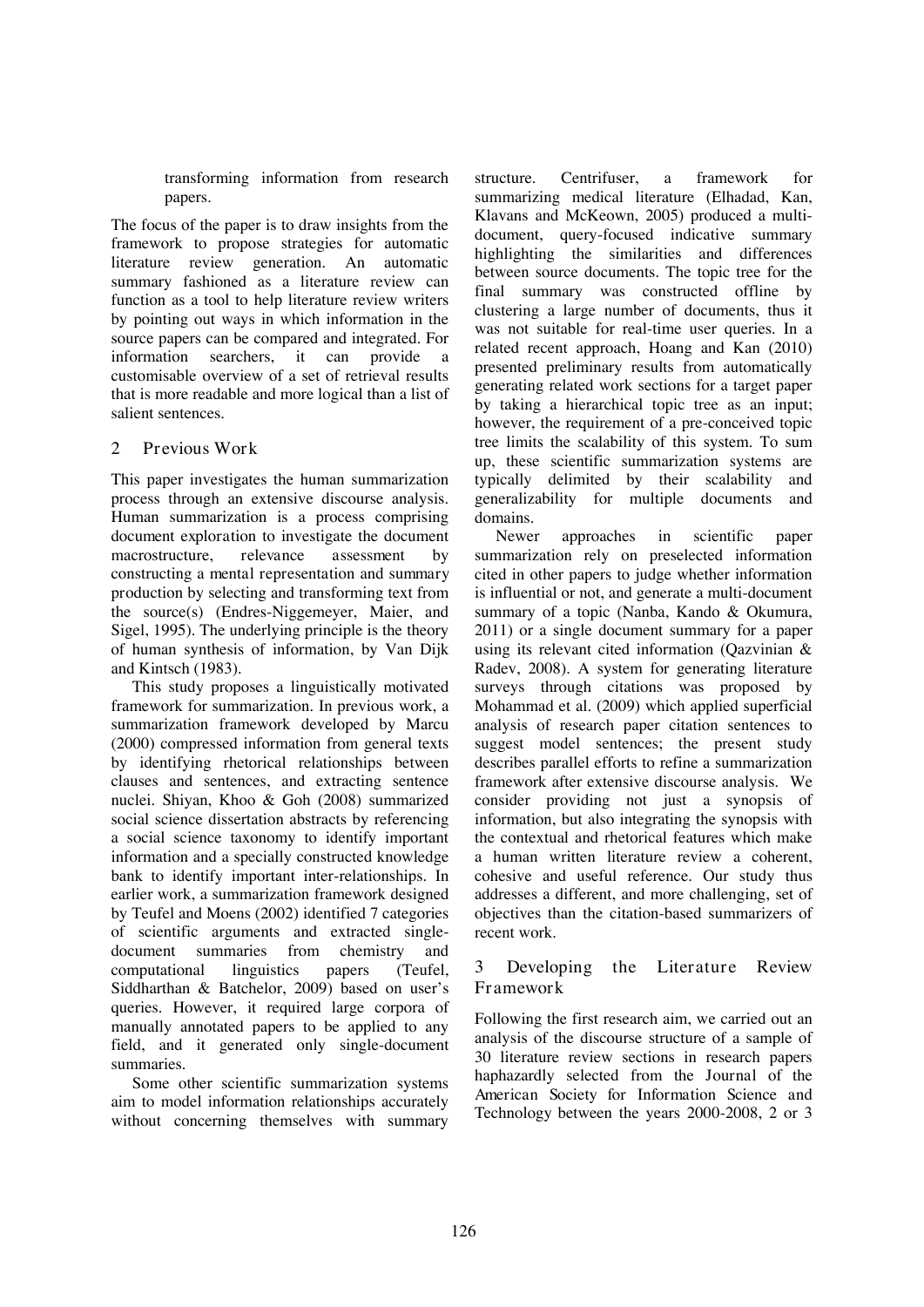transforming information from research papers.

The focus of the paper is to draw insights from the framework to propose strategies for automatic literature review generation. An automatic summary fashioned as a literature review can function as a tool to help literature review writers by pointing out ways in which information in the source papers can be compared and integrated. For information searchers, it can provide a customisable overview of a set of retrieval results that is more readable and more logical than a list of salient sentences.

## 2 Previous Work

This paper investigates the human summarization process through an extensive discourse analysis. Human summarization is a process comprising document exploration to investigate the document macrostructure, relevance assessment by constructing a mental representation and summary production by selecting and transforming text from the source(s) (Endres-Niggemeyer, Maier, and Sigel, 1995). The underlying principle is the theory of human synthesis of information, by Van Dijk and Kintsch (1983).

This study proposes a linguistically motivated framework for summarization. In previous work, a summarization framework developed by Marcu (2000) compressed information from general texts by identifying rhetorical relationships between clauses and sentences, and extracting sentence nuclei. Shiyan, Khoo & Goh (2008) summarized social science dissertation abstracts by referencing a social science taxonomy to identify important information and a specially constructed knowledge bank to identify important inter-relationships. In earlier work, a summarization framework designed by Teufel and Moens (2002) identified 7 categories of scientific arguments and extracted single-document summaries from chemistry and computational linguistics papers (Teufel, Siddharthan & Batchelor, 2009) based on user's queries. However, it required large corpora of manually annotated papers to be applied to any field, and it generated only single-document summaries.

Some other scientific summarization systems aim to model information relationships accurately without concerning themselves with summary structure. Centrifuser, a framework for summarizing medical literature (Elhadad, Kan, Klavans and McKeown, 2005) produced a multi-document, query-focused indicative summary highlighting the similarities and differences between source documents. The topic tree for the final summary was constructed offline by clustering a large number of documents, thus it was not suitable for real-time user queries. In a related recent approach, Hoang and Kan (2010) presented preliminary results from automatically generating related work sections for a target paper by taking a hierarchical topic tree as an input; however, the requirement of a pre-conceived topic tree limits the scalability of this system. To sum up, these scientific summarization systems are typically delimited by their scalability and generalizability for multiple documents and domains.

Newer approaches in scientific paper summarization rely on preselected information cited in other papers to judge whether information is influential or not, and generate a multi-document summary of a topic (Nanba, Kando & Okumura, 2011) or a single document summary for a paper using its relevant cited information (Qazvinian & Radev, 2008). A system for generating literature surveys through citations was proposed by Mohammad et al. (2009) which applied superficial analysis of research paper citation sentences to suggest model sentences; the present study describes parallel efforts to refine a summarization framework after extensive discourse analysis. We consider providing not just a synopsis of information, but also integrating the synopsis with the contextual and rhetorical features which make a human written literature review a coherent, cohesive and useful reference. Our study thus addresses a different, and more challenging, set of objectives than the citation-based summarizers of recent work.

## 3 Developing the Literature Review Framework

Following the first research aim, we carried out an analysis of the discourse structure of a sample of 30 literature review sections in research papers haphazardly selected from the Journal of the American Society for Information Science and Technology between the years 2000-2008, 2 or 3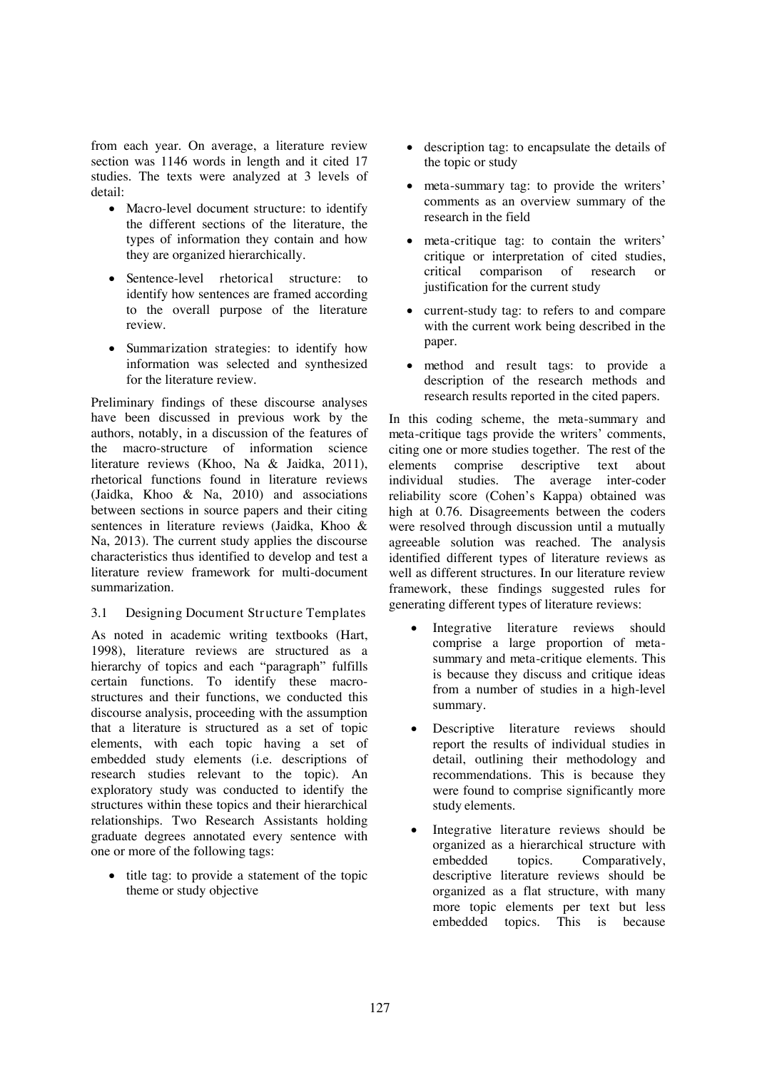from each year. On average, a literature review section was 1146 words in length and it cited 17 studies. The texts were analyzed at 3 levels of detail:

- Macro-level document structure: to identify the different sections of the literature, the types of information they contain and how they are organized hierarchically.
- Sentence-level rhetorical structure: to identify how sentences are framed according to the overall purpose of the literature review.
- Summarization strategies: to identify how information was selected and synthesized for the literature review.

Preliminary findings of these discourse analyses have been discussed in previous work by the authors, notably, in a discussion of the features of the macro-structure of information science literature reviews (Khoo, Na & Jaidka, 2011), rhetorical functions found in literature reviews (Jaidka, Khoo & Na, 2010) and associations between sections in source papers and their citing sentences in literature reviews (Jaidka, Khoo & Na, 2013). The current study applies the discourse characteristics thus identified to develop and test a literature review framework for multi-document summarization.

### 3.1 Designing Document Structure Templates

As noted in academic writing textbooks (Hart, 1998), literature reviews are structured as a hierarchy of topics and each "paragraph" fulfills certain functions. To identify these macro-structures and their functions, we conducted this discourse analysis, proceeding with the assumption that a literature is structured as a set of topic elements, with each topic having a set of embedded study elements (i.e. descriptions of research studies relevant to the topic). An exploratory study was conducted to identify the structures within these topics and their hierarchical relationships. Two Research Assistants holding graduate degrees annotated every sentence with one or more of the following tags:

- title tag: to provide a statement of the topic theme or study objective
- description tag: to encapsulate the details of the topic or study
- meta-summary tag: to provide the writers' comments as an overview summary of the research in the field
- meta-critique tag: to contain the writers' critique or interpretation of cited studies, critical comparison of research or justification for the current study
- current-study tag: to refers to and compare with the current work being described in the paper.
- method and result tags: to provide a description of the research methods and research results reported in the cited papers.

In this coding scheme, the meta-summary and meta-critique tags provide the writers' comments, citing one or more studies together. The rest of the elements comprise descriptive text about individual studies. The average inter-coder reliability score (Cohen's Kappa) obtained was high at 0.76. Disagreements between the coders were resolved through discussion until a mutually agreeable solution was reached. The analysis identified different types of literature reviews as well as different structures. In our literature review framework, these findings suggested rules for generating different types of literature reviews:

- Integrative literature reviews should comprise a large proportion of meta-summary and meta-critique elements. This is because they discuss and critique ideas from a number of studies in a high-level summary.
- Descriptive literature reviews should report the results of individual studies in detail, outlining their methodology and recommendations. This is because they were found to comprise significantly more study elements.
- Integrative literature reviews should be organized as a hierarchical structure with embedded topics. Comparatively, descriptive literature reviews should be organized as a flat structure, with many more topic elements per text but less embedded topics. This is because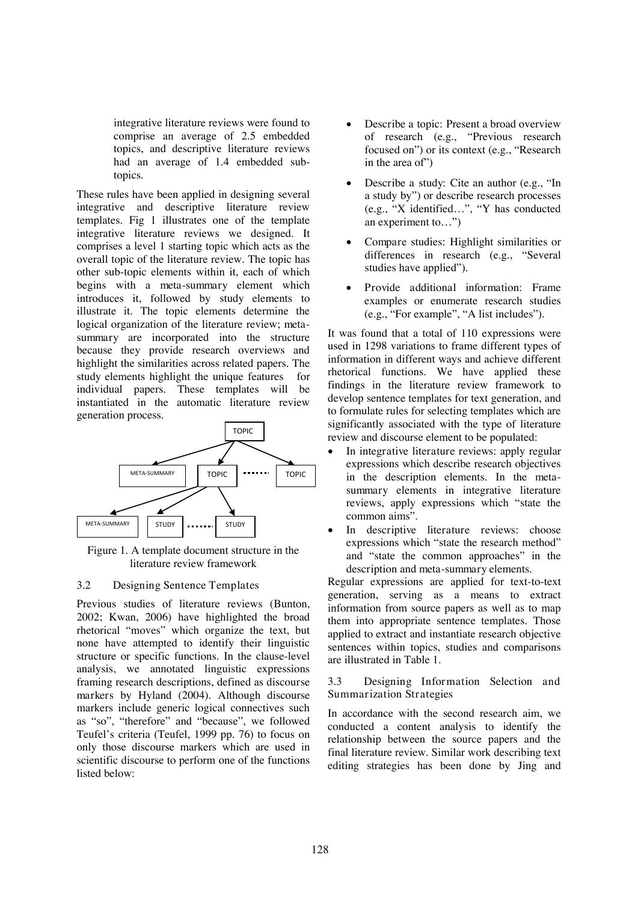integrative literature reviews were found to comprise an average of 2.5 embedded topics, and descriptive literature reviews had an average of 1.4 embedded sub-topics.

These rules have been applied in designing several integrative and descriptive literature review templates. Fig 1 illustrates one of the template integrative literature reviews we designed. It comprises a level 1 starting topic which acts as the overall topic of the literature review. The topic has other sub-topic elements within it, each of which begins with a meta-summary element which introduces it, followed by study elements to illustrate it. The topic elements determine the logical organization of the literature review; meta-summary are incorporated into the structure because they provide research overviews and highlight the similarities across related papers. The study elements highlight the unique features for individual papers. These templates will be instantiated in the automatic literature review generation process.

```
                    TOPIC
          /           |          \
 META-SUMMARY       TOPIC ......  TOPIC
          /           |          \
 META-SUMMARY       STUDY ......  STUDY
```

Figure 1. A template document structure in the literature review framework

### 3.2 Designing Sentence Templates

Previous studies of literature reviews (Bunton, 2002; Kwan, 2006) have highlighted the broad rhetorical "moves" which organize the text, but none have attempted to identify their linguistic structure or specific functions. In the clause-level analysis, we annotated linguistic expressions framing research descriptions, defined as discourse markers by Hyland (2004). Although discourse markers include generic logical connectives such as "so", "therefore" and "because", we followed Teufel's criteria (Teufel, 1999 pp. 76) to focus on only those discourse markers which are used in scientific discourse to perform one of the functions listed below:

- Describe a topic: Present a broad overview of research (e.g., "Previous research focused on") or its context (e.g., "Research in the area of")
- Describe a study: Cite an author (e.g., "In a study by") or describe research processes (e.g., "X identified…", "Y has conducted an experiment to…")
- Compare studies: Highlight similarities or differences in research (e.g., "Several studies have applied").
- Provide additional information: Frame examples or enumerate research studies (e.g., "For example", "A list includes").

It was found that a total of 110 expressions were used in 1298 variations to frame different types of information in different ways and achieve different rhetorical functions. We have applied these findings in the literature review framework to develop sentence templates for text generation, and to formulate rules for selecting templates which are significantly associated with the type of literature review and discourse element to be populated:

- In integrative literature reviews: apply regular expressions which describe research objectives in the description elements. In the meta-summary elements in integrative literature reviews, apply expressions which "state the common aims".
- In descriptive literature reviews: choose expressions which "state the research method" and "state the common approaches" in the description and meta-summary elements.

Regular expressions are applied for text-to-text generation, serving as a means to extract information from source papers as well as to map them into appropriate sentence templates. Those applied to extract and instantiate research objective sentences within topics, studies and comparisons are illustrated in Table 1.

### 3.3 Designing Information Selection and Summarization Strategies

In accordance with the second research aim, we conducted a content analysis to identify the relationship between the source papers and the final literature review. Similar work describing text editing strategies has been done by Jing and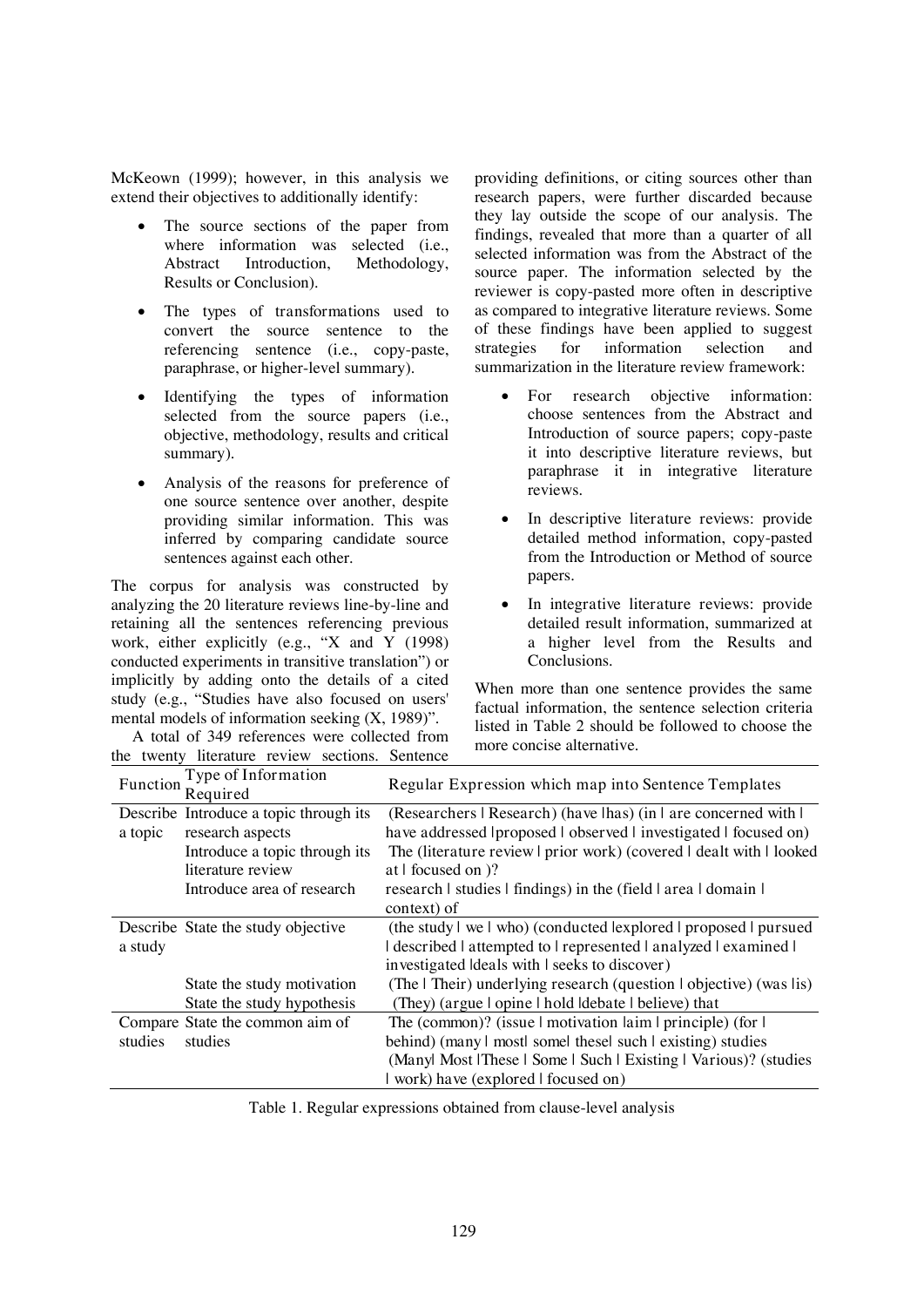McKeown (1999); however, in this analysis we extend their objectives to additionally identify:

- The source sections of the paper from where information was selected (i.e., Abstract Introduction, Methodology, Results or Conclusion).
- The types of transformations used to convert the source sentence to the referencing sentence (i.e., copy-paste, paraphrase, or higher-level summary).
- Identifying the types of information selected from the source papers (i.e., objective, methodology, results and critical summary).
- Analysis of the reasons for preference of one source sentence over another, despite providing similar information. This was inferred by comparing candidate source sentences against each other.

The corpus for analysis was constructed by analyzing the 20 literature reviews line-by-line and retaining all the sentences referencing previous work, either explicitly (e.g., "X and Y (1998) conducted experiments in transitive translation") or implicitly by adding onto the details of a cited study (e.g., "Studies have also focused on users' mental models of information seeking (X, 1989)".

A total of 349 references were collected from the twenty literature review sections. Sentence providing definitions, or citing sources other than research papers, were further discarded because they lay outside the scope of our analysis. The findings, revealed that more than a quarter of all selected information was from the Abstract of the source paper. The information selected by the reviewer is copy-pasted more often in descriptive as compared to integrative literature reviews. Some of these findings have been applied to suggest strategies for information selection and summarization in the literature review framework:

- For research objective information: choose sentences from the Abstract and Introduction of source papers; copy-paste it into descriptive literature reviews, but paraphrase it in integrative literature reviews.
- In descriptive literature reviews: provide detailed method information, copy-pasted from the Introduction or Method of source papers.
- In integrative literature reviews: provide detailed result information, summarized at a higher level from the Results and Conclusions.

When more than one sentence provides the same factual information, the sentence selection criteria listed in Table 2 should be followed to choose the more concise alternative.

| Function | Type of Information Required | Regular Expression which map into Sentence Templates |
|---|---|---|
| Describe a topic | Introduce a topic through its research aspects | (Researchers \| Research) (have \|has) (in \| are concerned with \| have addressed \|proposed \| observed \| investigated \| focused on) |
| | Introduce a topic through its literature review | The (literature review \| prior work) (covered \| dealt with \| looked at \| focused on )? |
| | Introduce area of research | research \| studies \| findings) in the (field \| area \| domain \| context) of |
| Describe a study | State the study objective | (the study \| we \| who) (conducted \|explored \| proposed \| pursued \| described \| attempted to \| represented \| analyzed \| examined \| investigated \|deals with \| seeks to discover) |
| | State the study motivation | (The \| Their) underlying research (question \| objective) (was \|is) |
| | State the study hypothesis | (They) (argue \| opine \| hold \|debate \| believe) that |
| Compare studies | State the common aim of studies | The (common)? (issue \| motivation \|aim \| principle) (for \| behind) (many \| most\| some\| these\| such \| existing) studies (Many\| Most \|These \| Some \| Such \| Existing \| Various)? (studies \| work) have (explored \| focused on) |

Table 1. Regular expressions obtained from clause-level analysis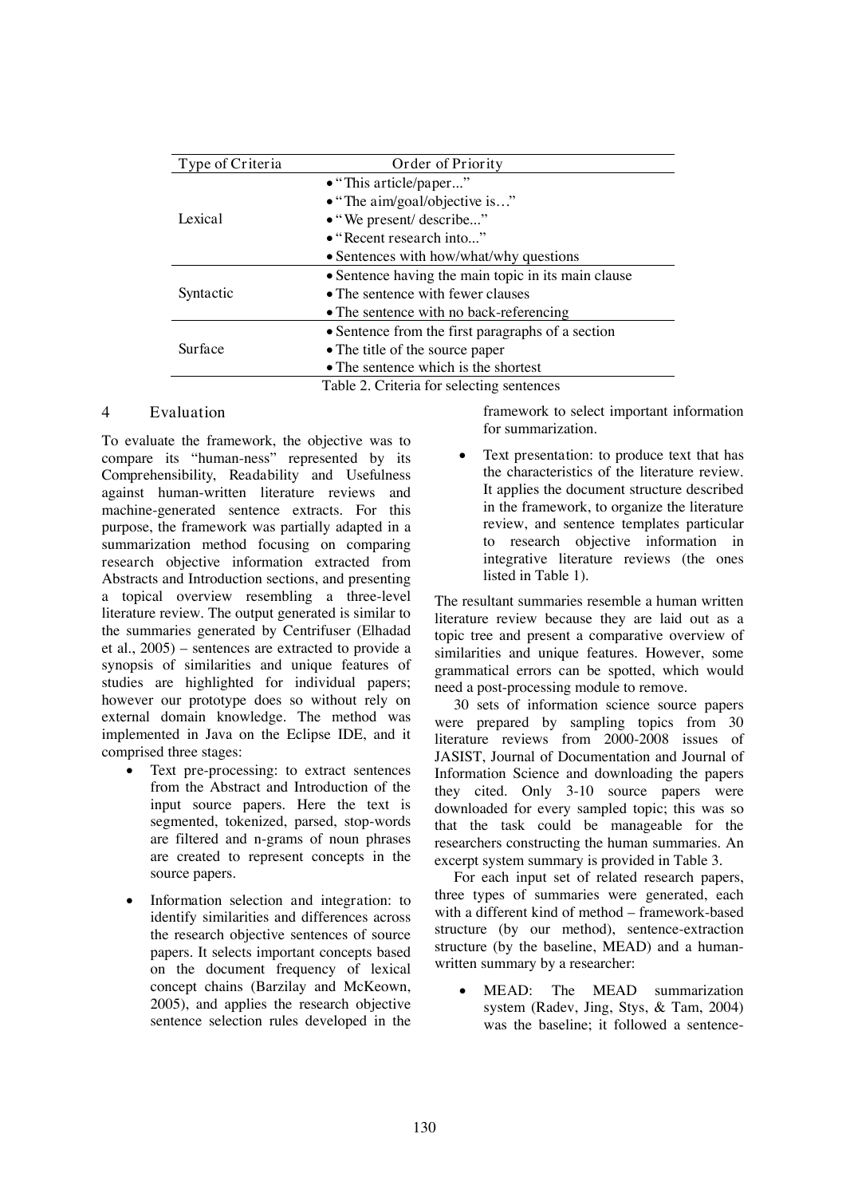| Type of Criteria | Order of Priority |
|---|---|
| Lexical | • "This article/paper..."<br>• "The aim/goal/objective is…"<br>• "We present/ describe..."<br>• "Recent research into..."<br>• Sentences with how/what/why questions |
| Syntactic | • Sentence having the main topic in its main clause<br>• The sentence with fewer clauses<br>• The sentence with no back-referencing |
| Surface | • Sentence from the first paragraphs of a section<br>• The title of the source paper<br>• The sentence which is the shortest |

Table 2. Criteria for selecting sentences

## 4 Evaluation

To evaluate the framework, the objective was to compare its "human-ness" represented by its Comprehensibility, Readability and Usefulness against human-written literature reviews and machine-generated sentence extracts. For this purpose, the framework was partially adapted in a summarization method focusing on comparing research objective information extracted from Abstracts and Introduction sections, and presenting a topical overview resembling a three-level literature review. The output generated is similar to the summaries generated by Centrifuser (Elhadad et al., 2005) – sentences are extracted to provide a synopsis of similarities and unique features of studies are highlighted for individual papers; however our prototype does so without rely on external domain knowledge. The method was implemented in Java on the Eclipse IDE, and it comprised three stages:

- Text pre-processing: to extract sentences from the Abstract and Introduction of the input source papers. Here the text is segmented, tokenized, parsed, stop-words are filtered and n-grams of noun phrases are created to represent concepts in the source papers.
- Information selection and integration: to identify similarities and differences across the research objective sentences of source papers. It selects important concepts based on the document frequency of lexical concept chains (Barzilay and McKeown, 2005), and applies the research objective sentence selection rules developed in the framework to select important information for summarization.
- Text presentation: to produce text that has the characteristics of the literature review. It applies the document structure described in the framework, to organize the literature review, and sentence templates particular to research objective information in integrative literature reviews (the ones listed in Table 1).

The resultant summaries resemble a human written literature review because they are laid out as a topic tree and present a comparative overview of similarities and unique features. However, some grammatical errors can be spotted, which would need a post-processing module to remove.

30 sets of information science source papers were prepared by sampling topics from 30 literature reviews from 2000-2008 issues of JASIST, Journal of Documentation and Journal of Information Science and downloading the papers they cited. Only 3-10 source papers were downloaded for every sampled topic; this was so that the task could be manageable for the researchers constructing the human summaries. An excerpt system summary is provided in Table 3.

For each input set of related research papers, three types of summaries were generated, each with a different kind of method – framework-based structure (by our method), sentence-extraction structure (by the baseline, MEAD) and a human-written summary by a researcher:

- MEAD: The MEAD summarization system (Radev, Jing, Stys, & Tam, 2004) was the baseline; it followed a sentence-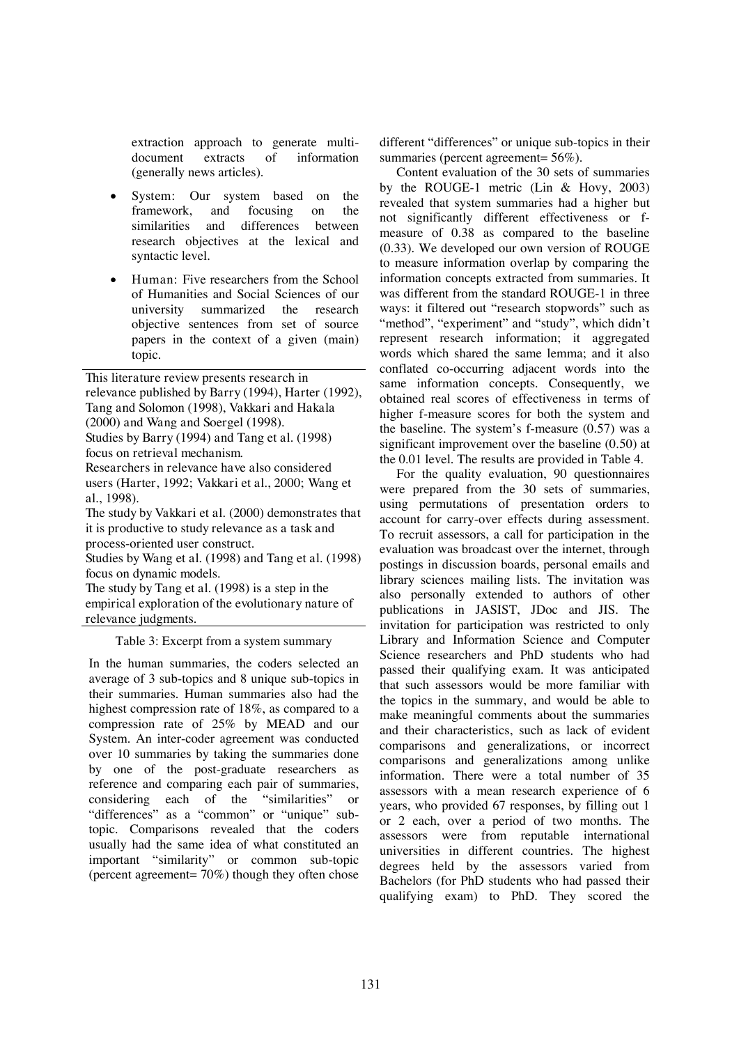extraction approach to generate multi-document extracts of information (generally news articles).

- System: Our system based on the framework, and focusing on the similarities and differences between research objectives at the lexical and syntactic level.
- Human: Five researchers from the School of Humanities and Social Sciences of our university summarized the research objective sentences from set of source papers in the context of a given (main) topic.

This literature review presents research in relevance published by Barry (1994), Harter (1992), Tang and Solomon (1998), Vakkari and Hakala (2000) and Wang and Soergel (1998).
Studies by Barry (1994) and Tang et al. (1998) focus on retrieval mechanism.
Researchers in relevance have also considered users (Harter, 1992; Vakkari et al., 2000; Wang et al., 1998).
The study by Vakkari et al. (2000) demonstrates that it is productive to study relevance as a task and process-oriented user construct.
Studies by Wang et al. (1998) and Tang et al. (1998) focus on dynamic models.
The study by Tang et al. (1998) is a step in the empirical exploration of the evolutionary nature of relevance judgments.

Table 3: Excerpt from a system summary

In the human summaries, the coders selected an average of 3 sub-topics and 8 unique sub-topics in their summaries. Human summaries also had the highest compression rate of 18%, as compared to a compression rate of 25% by MEAD and our System. An inter-coder agreement was conducted over 10 summaries by taking the summaries done by one of the post-graduate researchers as reference and comparing each pair of summaries, considering each of the "similarities" or "differences" as a "common" or "unique" sub-topic. Comparisons revealed that the coders usually had the same idea of what constituted an important "similarity" or common sub-topic (percent agreement= 70%) though they often chose different "differences" or unique sub-topics in their summaries (percent agreement= 56%).

Content evaluation of the 30 sets of summaries by the ROUGE-1 metric (Lin & Hovy, 2003) revealed that system summaries had a higher but not significantly different effectiveness or f-measure of 0.38 as compared to the baseline (0.33). We developed our own version of ROUGE to measure information overlap by comparing the information concepts extracted from summaries. It was different from the standard ROUGE-1 in three ways: it filtered out "research stopwords" such as "method", "experiment" and "study", which didn't represent research information; it aggregated words which shared the same lemma; and it also conflated co-occurring adjacent words into the same information concepts. Consequently, we obtained real scores of effectiveness in terms of higher f-measure scores for both the system and the baseline. The system's f-measure (0.57) was a significant improvement over the baseline (0.50) at the 0.01 level. The results are provided in Table 4.

For the quality evaluation, 90 questionnaires were prepared from the 30 sets of summaries, using permutations of presentation orders to account for carry-over effects during assessment. To recruit assessors, a call for participation in the evaluation was broadcast over the internet, through postings in discussion boards, personal emails and library sciences mailing lists. The invitation was also personally extended to authors of other publications in JASIST, JDoc and JIS. The invitation for participation was restricted to only Library and Information Science and Computer Science researchers and PhD students who had passed their qualifying exam. It was anticipated that such assessors would be more familiar with the topics in the summary, and would be able to make meaningful comments about the summaries and their characteristics, such as lack of evident comparisons and generalizations, or incorrect comparisons and generalizations among unlike information. There were a total number of 35 assessors with a mean research experience of 6 years, who provided 67 responses, by filling out 1 or 2 each, over a period of two months. The assessors were from reputable international universities in different countries. The highest degrees held by the assessors varied from Bachelors (for PhD students who had passed their qualifying exam) to PhD. They scored the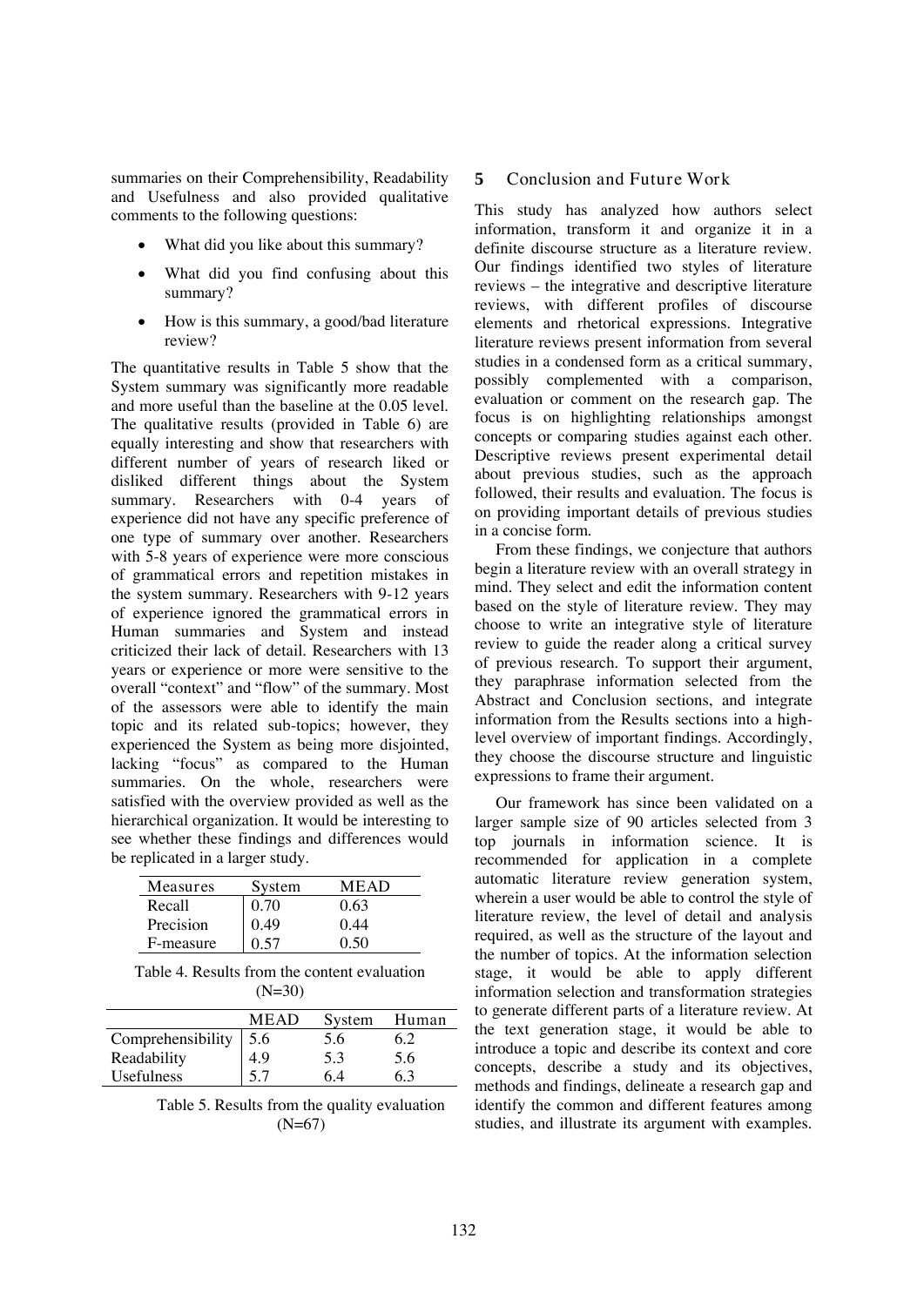summaries on their Comprehensibility, Readability and Usefulness and also provided qualitative comments to the following questions:

- What did you like about this summary?
- What did you find confusing about this summary?
- How is this summary, a good/bad literature review?

The quantitative results in Table 5 show that the System summary was significantly more readable and more useful than the baseline at the 0.05 level. The qualitative results (provided in Table 6) are equally interesting and show that researchers with different number of years of research liked or disliked different things about the System summary. Researchers with 0-4 years of experience did not have any specific preference of one type of summary over another. Researchers with 5-8 years of experience were more conscious of grammatical errors and repetition mistakes in the system summary. Researchers with 9-12 years of experience ignored the grammatical errors in Human summaries and System and instead criticized their lack of detail. Researchers with 13 years or experience or more were sensitive to the overall "context" and "flow" of the summary. Most of the assessors were able to identify the main topic and its related sub-topics; however, they experienced the System as being more disjointed, lacking "focus" as compared to the Human summaries. On the whole, researchers were satisfied with the overview provided as well as the hierarchical organization. It would be interesting to see whether these findings and differences would be replicated in a larger study.

| Measures | System | MEAD |
|---|---|---|
| Recall | 0.70 | 0.63 |
| Precision | 0.49 | 0.44 |
| F-measure | 0.57 | 0.50 |

Table 4. Results from the content evaluation (N=30)

| | MEAD | System | Human |
|---|---|---|---|
| Comprehensibility | 5.6 | 5.6 | 6.2 |
| Readability | 4.9 | 5.3 | 5.6 |
| Usefulness | 5.7 | 6.4 | 6.3 |

Table 5. Results from the quality evaluation (N=67)

## 5 Conclusion and Future Work

This study has analyzed how authors select information, transform it and organize it in a definite discourse structure as a literature review. Our findings identified two styles of literature reviews – the integrative and descriptive literature reviews, with different profiles of discourse elements and rhetorical expressions. Integrative literature reviews present information from several studies in a condensed form as a critical summary, possibly complemented with a comparison, evaluation or comment on the research gap. The focus is on highlighting relationships amongst concepts or comparing studies against each other. Descriptive reviews present experimental detail about previous studies, such as the approach followed, their results and evaluation. The focus is on providing important details of previous studies in a concise form.

From these findings, we conjecture that authors begin a literature review with an overall strategy in mind. They select and edit the information content based on the style of literature review. They may choose to write an integrative style of literature review to guide the reader along a critical survey of previous research. To support their argument, they paraphrase information selected from the Abstract and Conclusion sections, and integrate information from the Results sections into a high-level overview of important findings. Accordingly, they choose the discourse structure and linguistic expressions to frame their argument.

Our framework has since been validated on a larger sample size of 90 articles selected from 3 top journals in information science. It is recommended for application in a complete automatic literature review generation system, wherein a user would be able to control the style of literature review, the level of detail and analysis required, as well as the structure of the layout and the number of topics. At the information selection stage, it would be able to apply different information selection and transformation strategies to generate different parts of a literature review. At the text generation stage, it would be able to introduce a topic and describe its context and core concepts, describe a study and its objectives, methods and findings, delineate a research gap and identify the common and different features among studies, and illustrate its argument with examples.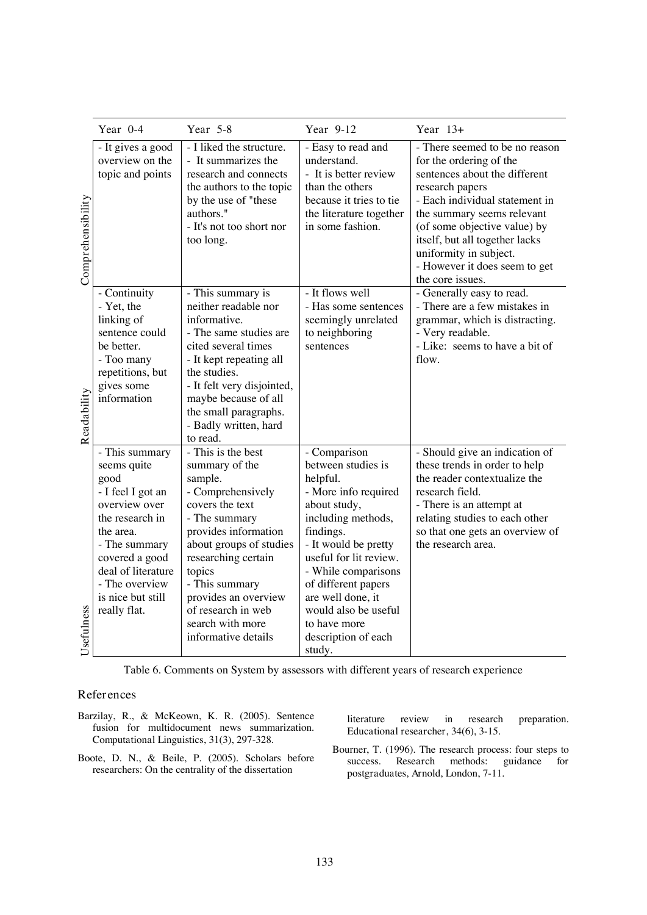| | Year 0-4 | Year 5-8 | Year 9-12 | Year 13+ |
|---|---|---|---|---|
| Comprehensibility | - It gives a good overview on the topic and points | - I liked the structure.<br>- It summarizes the research and connects the authors to the topic by the use of "these authors."<br>- It's not too short nor too long. | - Easy to read and understand.<br>- It is better review than the others because it tries to tie the literature together in some fashion. | - There seemed to be no reason for the ordering of the sentences about the different research papers<br>- Each individual statement in the summary seems relevant (of some objective value) by itself, but all together lacks uniformity in subject.<br>- However it does seem to get the core issues. |
| Readability | - Continuity<br>- Yet, the linking of sentence could be better.<br>- Too many repetitions, but gives some information | - This summary is neither readable nor informative.<br>- The same studies are cited several times<br>- It kept repeating all the studies.<br>- It felt very disjointed, maybe because of all the small paragraphs.<br>- Badly written, hard to read. | - It flows well<br>- Has some sentences seemingly unrelated to neighboring sentences | - Generally easy to read.<br>- There are a few mistakes in grammar, which is distracting.<br>- Very readable.<br>- Like: seems to have a bit of flow. |
| Usefulness | - This summary seems quite good<br>- I feel I got an overview over the research in the area.<br>- The summary covered a good deal of literature<br>- The overview is nice but still really flat. | - This is the best summary of the sample.<br>- Comprehensively covers the text<br>- The summary provides information about groups of studies researching certain topics<br>- This summary provides an overview of research in web search with more informative details | - Comparison between studies is helpful.<br>- More info required about study, including methods, findings.<br>- It would be pretty useful for lit review.<br>- While comparisons of different papers are well done, it would also be useful to have more description of each study. | - Should give an indication of these trends in order to help the reader contextualize the research field.<br>- There is an attempt at relating studies to each other so that one gets an overview of the research area. |

Table 6. Comments on System by assessors with different years of research experience

## References

Barzilay, R., & McKeown, K. R. (2005). Sentence fusion for multidocument news summarization. Computational Linguistics, 31(3), 297-328.

Boote, D. N., & Beile, P. (2005). Scholars before researchers: On the centrality of the dissertation literature review in research preparation. Educational researcher, 34(6), 3-15.

Bourner, T. (1996). The research process: four steps to success. Research methods: guidance for postgraduates, Arnold, London, 7-11.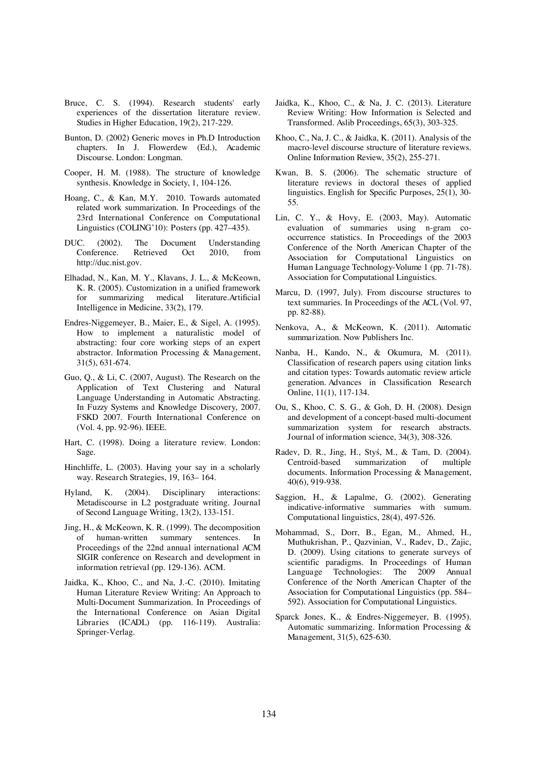Bruce, C. S. (1994). Research students' early experiences of the dissertation literature review. Studies in Higher Education, 19(2), 217-229.

Bunton, D. (2002) Generic moves in Ph.D Introduction chapters. In J. Flowerdew (Ed.), Academic Discourse. London: Longman.

Cooper, H. M. (1988). The structure of knowledge synthesis. Knowledge in Society, 1, 104-126.

Hoang, C., & Kan, M.Y. 2010. Towards automated related work summarization. In Proceedings of the 23rd International Conference on Computational Linguistics (COLING'10): Posters (pp. 427–435).

DUC. (2002). The Document Understanding Conference. Retrieved Oct 2010, from http://duc.nist.gov.

Elhadad, N., Kan, M. Y., Klavans, J. L., & McKeown, K. R. (2005). Customization in a unified framework for summarizing medical literature.Artificial Intelligence in Medicine, 33(2), 179.

Endres-Niggemeyer, B., Maier, E., & Sigel, A. (1995). How to implement a naturalistic model of abstracting: four core working steps of an expert abstractor. Information Processing & Management, 31(5), 631-674.

Guo, Q., & Li, C. (2007, August). The Research on the Application of Text Clustering and Natural Language Understanding in Automatic Abstracting. In Fuzzy Systems and Knowledge Discovery, 2007. FSKD 2007. Fourth International Conference on (Vol. 4, pp. 92-96). IEEE.

Hart, C. (1998). Doing a literature review. London: Sage.

Hinchliffe, L. (2003). Having your say in a scholarly way. Research Strategies, 19, 163– 164.

Hyland, K. (2004). Disciplinary interactions: Metadiscourse in L2 postgraduate writing. Journal of Second Language Writing, 13(2), 133-151.

Jing, H., & McKeown, K. R. (1999). The decomposition of human-written summary sentences. In Proceedings of the 22nd annual international ACM SIGIR conference on Research and development in information retrieval (pp. 129-136). ACM.

Jaidka, K., Khoo, C., and Na, J.-C. (2010). Imitating Human Literature Review Writing: An Approach to Multi-Document Summarization. In Proceedings of the International Conference on Asian Digital Libraries (ICADL) (pp. 116-119). Australia: Springer-Verlag.

Jaidka, K., Khoo, C., & Na, J. C. (2013). Literature Review Writing: How Information is Selected and Transformed. Aslib Proceedings, 65(3), 303-325.

Khoo, C., Na, J. C., & Jaidka, K. (2011). Analysis of the macro-level discourse structure of literature reviews. Online Information Review, 35(2), 255-271.

Kwan, B. S. (2006). The schematic structure of literature reviews in doctoral theses of applied linguistics. English for Specific Purposes, 25(1), 30-55.

Lin, C. Y., & Hovy, E. (2003, May). Automatic evaluation of summaries using n-gram co-occurrence statistics. In Proceedings of the 2003 Conference of the North American Chapter of the Association for Computational Linguistics on Human Language Technology-Volume 1 (pp. 71-78). Association for Computational Linguistics.

Marcu, D. (1997, July). From discourse structures to text summaries. In Proceedings of the ACL (Vol. 97, pp. 82-88).

Nenkova, A., & McKeown, K. (2011). Automatic summarization. Now Publishers Inc.

Nanba, H., Kando, N., & Okumura, M. (2011). Classification of research papers using citation links and citation types: Towards automatic review article generation. Advances in Classification Research Online, 11(1), 117-134.

Ou, S., Khoo, C. S. G., & Goh, D. H. (2008). Design and development of a concept-based multi-document summarization system for research abstracts. Journal of information science, 34(3), 308-326.

Radev, D. R., Jing, H., Styś, M., & Tam, D. (2004). Centroid-based summarization of multiple documents. Information Processing & Management, 40(6), 919-938.

Saggion, H., & Lapalme, G. (2002). Generating indicative-informative summaries with sumum. Computational linguistics, 28(4), 497-526.

Mohammad, S., Dorr, B., Egan, M., Ahmed, H., Muthukrishan, P., Qazvinian, V., Radev, D., Zajic, D. (2009). Using citations to generate surveys of scientific paradigms. In Proceedings of Human Language Technologies: The 2009 Annual Conference of the North American Chapter of the Association for Computational Linguistics (pp. 584–592). Association for Computational Linguistics.

Sparck Jones, K., & Endres-Niggemeyer, B. (1995). Automatic summarizing. Information Processing & Management, 31(5), 625-630.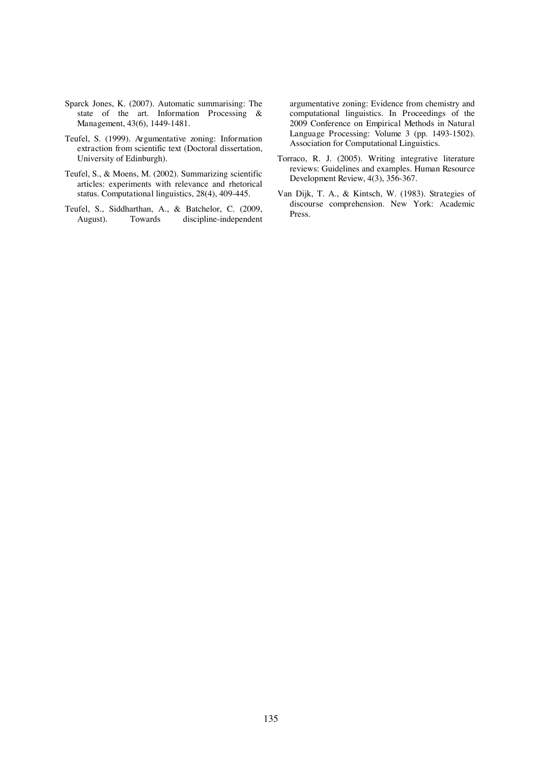Sparck Jones, K. (2007). Automatic summarising: The state of the art. Information Processing & Management, 43(6), 1449-1481.

Teufel, S. (1999). Argumentative zoning: Information extraction from scientific text (Doctoral dissertation, University of Edinburgh).

Teufel, S., & Moens, M. (2002). Summarizing scientific articles: experiments with relevance and rhetorical status. Computational linguistics, 28(4), 409-445.

Teufel, S., Siddharthan, A., & Batchelor, C. (2009, August). Towards discipline-independent argumentative zoning: Evidence from chemistry and computational linguistics. In Proceedings of the 2009 Conference on Empirical Methods in Natural Language Processing: Volume 3 (pp. 1493-1502). Association for Computational Linguistics.

Torraco, R. J. (2005). Writing integrative literature reviews: Guidelines and examples. Human Resource Development Review, 4(3), 356-367.

Van Dijk, T. A., & Kintsch, W. (1983). Strategies of discourse comprehension. New York: Academic Press.